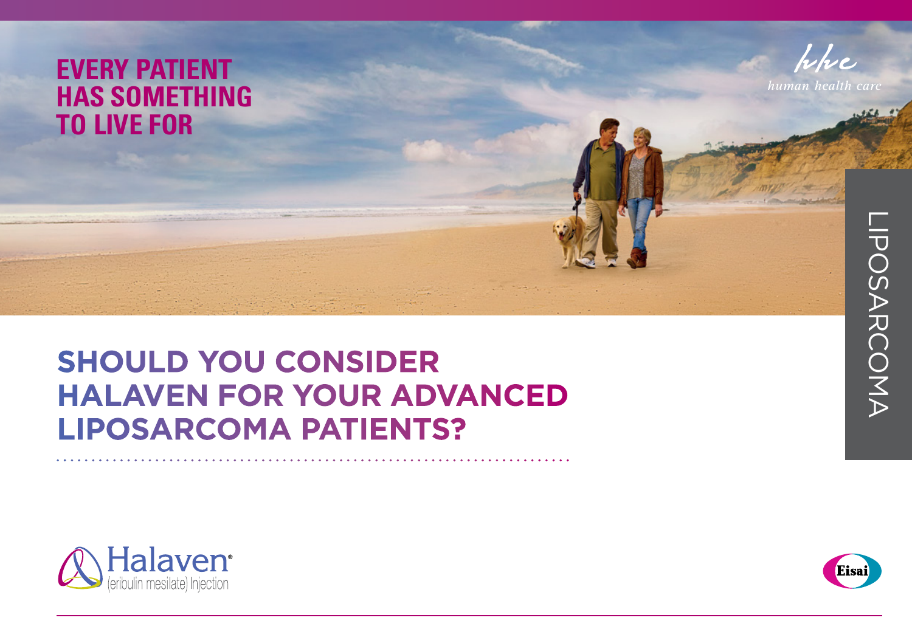# EVERY PATIENT HAS SOMETHING TO LIVE FOR

hhc
*human health care*

LIPOSARCOMA

## SHOULD YOU CONSIDER HALAVEN FOR YOUR ADVANCED LIPOSARCOMA PATIENTS?

Halaven®
(eribulin mesilate) Injection

Eisai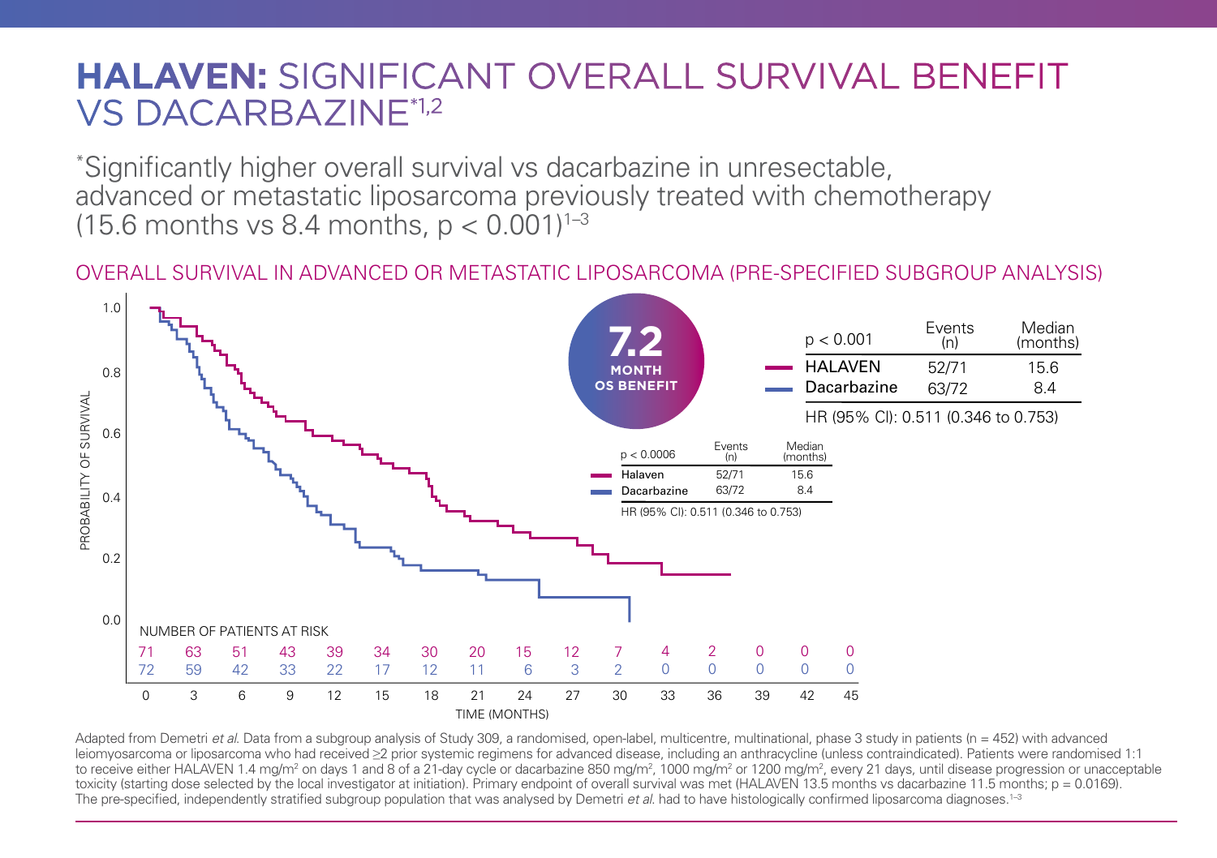# **HALAVEN:** SIGNIFICANT OVERALL SURVIVAL BENEFIT VS DACARBAZINE*[1,2]

*Significantly higher overall survival vs dacarbazine in unresectable, advanced or metastatic liposarcoma previously treated with chemotherapy (15.6 months vs 8.4 months, $p < 0.001$)[1–3]

## OVERALL SURVIVAL IN ADVANCED OR METASTATIC LIPOSARCOMA (PRE-SPECIFIED SUBGROUP ANALYSIS)

**7.2 MONTH OS BENEFIT**

| $p < 0.001$ | Events (n) | Median (months) |
|---|---|---|
| HALAVEN | 52/71 | 15.6 |
| Dacarbazine | 63/72 | 8.4 |

HR (95% CI): 0.511 (0.346 to 0.753)

| $p < 0.0006$ | Events (n) | Median (months) |
|---|---|---|
| Halaven | 52/71 | 15.6 |
| Dacarbazine | 63/72 | 8.4 |

HR (95% CI): 0.511 (0.346 to 0.753)

NUMBER OF PATIENTS AT RISK

| TIME (MONTHS) | 0 | 3 | 6 | 9 | 12 | 15 | 18 | 21 | 24 | 27 | 30 | 33 | 36 | 39 | 42 | 45 |
|---|---|---|---|---|---|---|---|---|---|---|---|---|---|---|---|---|
| HALAVEN | 71 | 63 | 51 | 43 | 39 | 34 | 30 | 20 | 15 | 12 | 7 | 4 | 2 | 0 | 0 | 0 |
| Dacarbazine | 72 | 59 | 42 | 33 | 22 | 17 | 12 | 11 | 6 | 3 | 2 | 0 | 0 | 0 | 0 | 0 |

Adapted from Demetri *et al.* Data from a subgroup analysis of Study 309, a randomised, open-label, multicentre, multinational, phase 3 study in patients (n = 452) with advanced leiomyosarcoma or liposarcoma who had received ≥2 prior systemic regimens for advanced disease, including an anthracycline (unless contraindicated). Patients were randomised 1:1 to receive either HALAVEN 1.4 mg/m$^2$ on days 1 and 8 of a 21-day cycle or dacarbazine 850 mg/m$^2$, 1000 mg/m$^2$ or 1200 mg/m$^2$, every 21 days, until disease progression or unacceptable toxicity (starting dose selected by the local investigator at initiation). Primary endpoint of overall survival was met (HALAVEN 13.5 months vs dacarbazine 11.5 months; $p = 0.0169$). The pre-specified, independently stratified subgroup population that was analysed by Demetri *et al.* had to have histologically confirmed liposarcoma diagnoses.[1–3]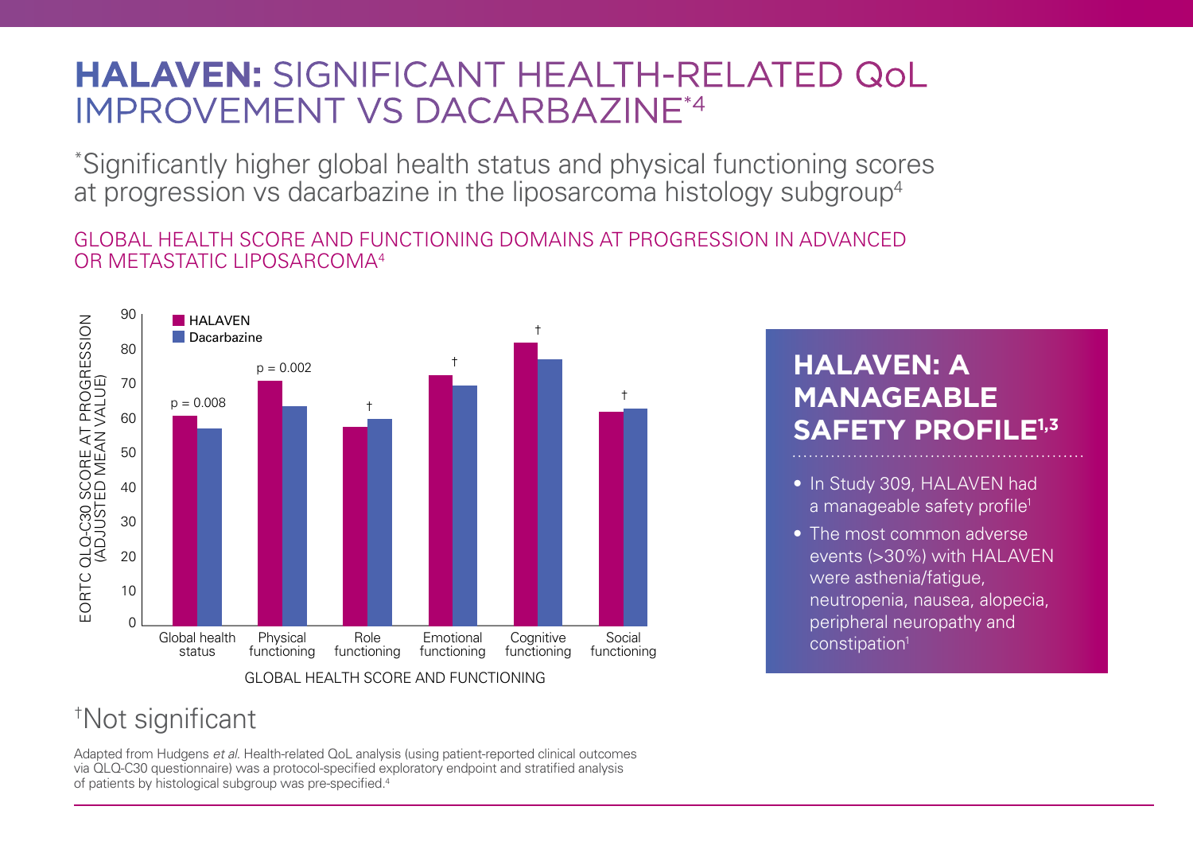# **HALAVEN:** SIGNIFICANT HEALTH-RELATED QoL IMPROVEMENT VS DACARBAZINE*[4]

*Significantly higher global health status and physical functioning scores at progression vs dacarbazine in the liposarcoma histology subgroup[4]

## GLOBAL HEALTH SCORE AND FUNCTIONING DOMAINS AT PROGRESSION IN ADVANCED OR METASTATIC LIPOSARCOMA[4]

EORTC QLQ-C30 SCORE AT PROGRESSION (ADJUSTED MEAN VALUE)

| GLOBAL HEALTH SCORE AND FUNCTIONING | HALAVEN | Dacarbazine | Significance |
|---|---|---|---|
| Global health status | ~61 | ~57 | p = 0.008 |
| Physical functioning | ~71 | ~63 | p = 0.002 |
| Role functioning | ~57 | ~60 | † |
| Emotional functioning | ~72 | ~69 | † |
| Cognitive functioning | ~82 | ~77 | † |
| Social functioning | ~62 | ~63 | † |

†Not significant

Adapted from Hudgens *et al*. Health-related QoL analysis (using patient-reported clinical outcomes via QLQ-C30 questionnaire) was a protocol-specified exploratory endpoint and stratified analysis of patients by histological subgroup was pre-specified.[4]

## **HALAVEN: A MANAGEABLE SAFETY PROFILE[1,3]**

- In Study 309, HALAVEN had a manageable safety profile[1]
- The most common adverse events (>30%) with HALAVEN were asthenia/fatigue, neutropenia, nausea, alopecia, peripheral neuropathy and constipation[1]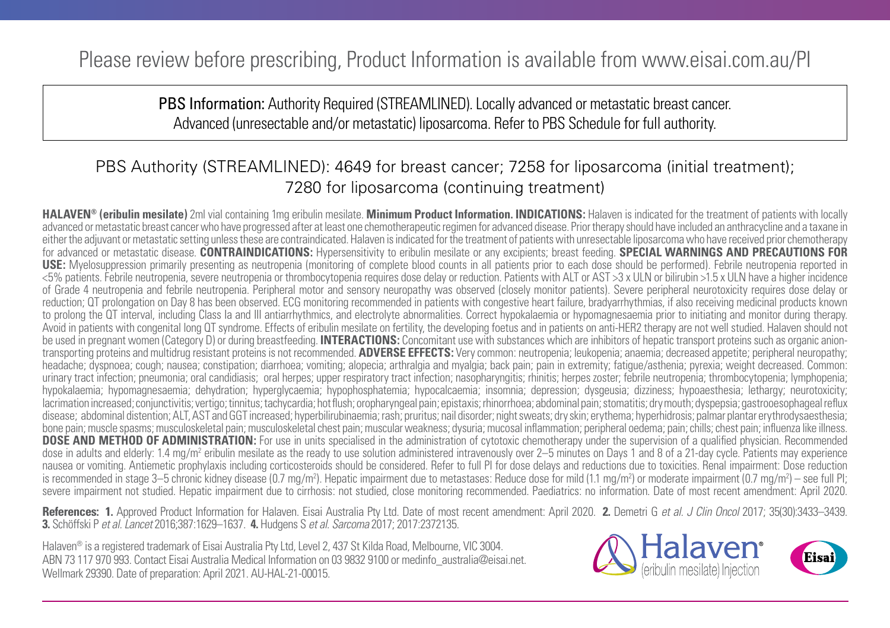Please review before prescribing, Product Information is available from www.eisai.com.au/PI

PBS Information: Authority Required (STREAMLINED). Locally advanced or metastatic breast cancer. Advanced (unresectable and/or metastatic) liposarcoma. Refer to PBS Schedule for full authority.

PBS Authority (STREAMLINED): 4649 for breast cancer; 7258 for liposarcoma (initial treatment); 7280 for liposarcoma (continuing treatment)

**HALAVEN® (eribulin mesilate)** 2ml vial containing 1mg eribulin mesilate. **Minimum Product Information. INDICATIONS:** Halaven is indicated for the treatment of patients with locally advanced or metastatic breast cancer who have progressed after at least one chemotherapeutic regimen for advanced disease. Prior therapy should have included an anthracycline and a taxane in either the adjuvant or metastatic setting unless these are contraindicated. Halaven is indicated for the treatment of patients with unresectable liposarcoma who have received prior chemotherapy for advanced or metastatic disease. **CONTRAINDICATIONS:** Hypersensitivity to eribulin mesilate or any excipients; breast feeding. **SPECIAL WARNINGS AND PRECAUTIONS FOR USE:** Myelosuppression primarily presenting as neutropenia (monitoring of complete blood counts in all patients prior to each dose should be performed). Febrile neutropenia reported in <5% patients. Febrile neutropenia, severe neutropenia or thrombocytopenia requires dose delay or reduction. Patients with ALT or AST >3 x ULN or bilirubin >1.5 x ULN have a higher incidence of Grade 4 neutropenia and febrile neutropenia. Peripheral motor and sensory neuropathy was observed (closely monitor patients). Severe peripheral neurotoxicity requires dose delay or reduction; QT prolongation on Day 8 has been observed. ECG monitoring recommended in patients with congestive heart failure, bradyarrhythmias, if also receiving medicinal products known to prolong the QT interval, including Class Ia and III antiarrhythmics, and electrolyte abnormalities. Correct hypokalaemia or hypomagnesaemia prior to initiating and monitor during therapy. Avoid in patients with congenital long QT syndrome. Effects of eribulin mesilate on fertility, the developing foetus and in patients on anti-HER2 therapy are not well studied. Halaven should not be used in pregnant women (Category D) or during breastfeeding. **INTERACTIONS:** Concomitant use with substances which are inhibitors of hepatic transport proteins such as organic anion-transporting proteins and multidrug resistant proteins is not recommended. **ADVERSE EFFECTS:** Very common: neutropenia; leukopenia; anaemia; decreased appetite; peripheral neuropathy; headache; dyspnoea; cough; nausea; constipation; diarrhoea; vomiting; alopecia; arthralgia and myalgia; back pain; pain in extremity; fatigue/asthenia; pyrexia; weight decreased. Common: urinary tract infection; pneumonia; oral candidiasis; oral herpes; upper respiratory tract infection; nasopharyngitis; rhinitis; herpes zoster; febrile neutropenia; thrombocytopenia; lymphopenia; hypokalaemia; hypomagnesaemia; dehydration; hyperglycaemia; hypophosphatemia; hypocalcaemia; insomnia; depression; dysgeusia; dizziness; hypoaesthesia; lethargy; neurotoxicity; lacrimation increased; conjunctivitis; vertigo; tinnitus; tachycardia; hot flush; oropharyngeal pain; epistaxis; rhinorrhoea; abdominal pain; stomatitis; dry mouth; dyspepsia; gastrooesophageal reflux disease; abdominal distention; ALT, AST and GGT increased; hyperbilirubinaemia; rash; pruritus; nail disorder; night sweats; dry skin; erythema; hyperhidrosis; palmar plantar erythrodysaesthesia; bone pain; muscle spasms; musculoskeletal pain; musculoskeletal chest pain; muscular weakness; dysuria; mucosal inflammation; peripheral oedema; pain; chills; chest pain; influenza like illness. **DOSE AND METHOD OF ADMINISTRATION:** For use in units specialised in the administration of cytotoxic chemotherapy under the supervision of a qualified physician. Recommended dose in adults and elderly: 1.4 mg/m$^2$ eribulin mesilate as the ready to use solution administered intravenously over 2–5 minutes on Days 1 and 8 of a 21-day cycle. Patients may experience nausea or vomiting. Antiemetic prophylaxis including corticosteroids should be considered. Refer to full PI for dose delays and reductions due to toxicities. Renal impairment: Dose reduction is recommended in stage 3–5 chronic kidney disease (0.7 mg/m$^2$). Hepatic impairment due to metastases: Reduce dose for mild (1.1 mg/m$^2$) or moderate impairment (0.7 mg/m$^2$) – see full PI; severe impairment not studied. Hepatic impairment due to cirrhosis: not studied, close monitoring recommended. Paediatrics: no information. Date of most recent amendment: April 2020.

**References:** **1.** Approved Product Information for Halaven. Eisai Australia Pty Ltd. Date of most recent amendment: April 2020. **2.** Demetri G *et al. J Clin Oncol* 2017; 35(30):3433–3439. **3.** Schöffski P *et al. Lancet* 2016;387:1629–1637. **4.** Hudgens S *et al. Sarcoma* 2017; 2017:2372135.

Halaven® is a registered trademark of Eisai Australia Pty Ltd, Level 2, 437 St Kilda Road, Melbourne, VIC 3004.
ABN 73 117 970 993. Contact Eisai Australia Medical Information on 03 9832 9100 or medinfo_australia@eisai.net.
Wellmark 29390. Date of preparation: April 2021. AU-HAL-21-00015.

Halaven® (eribulin mesilate) Injection

Eisai